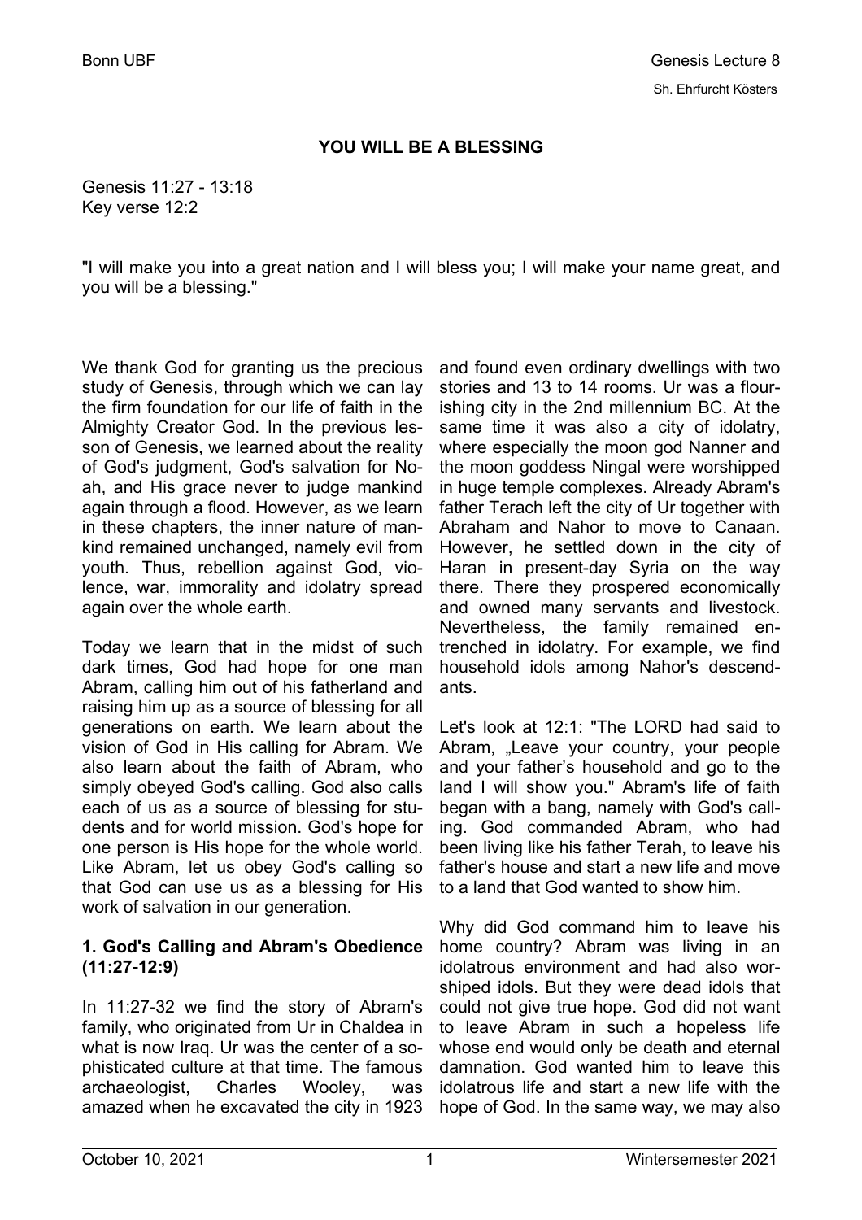**YOU WILL BE A BLESSING**

Genesis 11:27 - 13:18
Key verse 12:2

"I will make you into a great nation and I will bless you; I will make your name great, and you will be a blessing."

We thank God for granting us the precious study of Genesis, through which we can lay the firm foundation for our life of faith in the Almighty Creator God. In the previous lesson of Genesis, we learned about the reality of God's judgment, God's salvation for Noah, and His grace never to judge mankind again through a flood. However, as we learn in these chapters, the inner nature of mankind remained unchanged, namely evil from youth. Thus, rebellion against God, violence, war, immorality and idolatry spread again over the whole earth.

Today we learn that in the midst of such dark times, God had hope for one man Abram, calling him out of his fatherland and raising him up as a source of blessing for all generations on earth. We learn about the vision of God in His calling for Abram. We also learn about the faith of Abram, who simply obeyed God's calling. God also calls each of us as a source of blessing for students and for world mission. God's hope for one person is His hope for the whole world. Like Abram, let us obey God's calling so that God can use us as a blessing for His work of salvation in our generation.

**1. God's Calling and Abram's Obedience (11:27-12:9)**

In 11:27-32 we find the story of Abram's family, who originated from Ur in Chaldea in what is now Iraq. Ur was the center of a sophisticated culture at that time. The famous archaeologist, Charles Wooley, was amazed when he excavated the city in 1923 and found even ordinary dwellings with two stories and 13 to 14 rooms. Ur was a flourishing city in the 2nd millennium BC. At the same time it was also a city of idolatry, where especially the moon god Nanner and the moon goddess Ningal were worshipped in huge temple complexes. Already Abram's father Terach left the city of Ur together with Abraham and Nahor to move to Canaan. However, he settled down in the city of Haran in present-day Syria on the way there. There they prospered economically and owned many servants and livestock. Nevertheless, the family remained entrenched in idolatry. For example, we find household idols among Nahor's descendants.

Let's look at 12:1: "The LORD had said to Abram, „Leave your country, your people and your father's household and go to the land I will show you." Abram's life of faith began with a bang, namely with God's calling. God commanded Abram, who had been living like his father Terah, to leave his father's house and start a new life and move to a land that God wanted to show him.

Why did God command him to leave his home country? Abram was living in an idolatrous environment and had also worshiped idols. But they were dead idols that could not give true hope. God did not want to leave Abram in such a hopeless life whose end would only be death and eternal damnation. God wanted him to leave this idolatrous life and start a new life with the hope of God. In the same way, we may also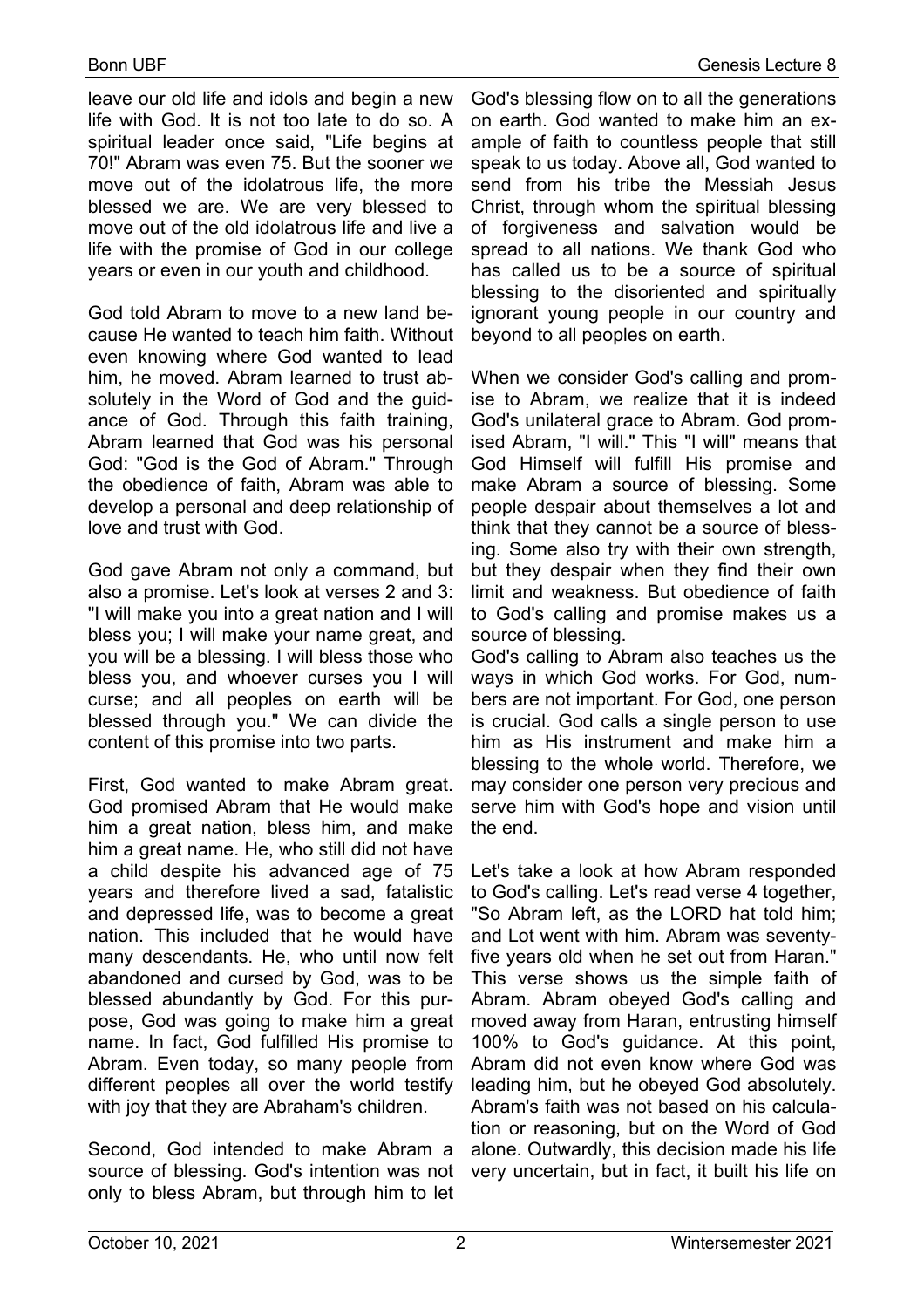leave our old life and idols and begin a new life with God. It is not too late to do so. A spiritual leader once said, "Life begins at 70!" Abram was even 75. But the sooner we move out of the idolatrous life, the more blessed we are. We are very blessed to move out of the old idolatrous life and live a life with the promise of God in our college years or even in our youth and childhood.

God told Abram to move to a new land because He wanted to teach him faith. Without even knowing where God wanted to lead him, he moved. Abram learned to trust absolutely in the Word of God and the guidance of God. Through this faith training, Abram learned that God was his personal God: "God is the God of Abram." Through the obedience of faith, Abram was able to develop a personal and deep relationship of love and trust with God.

God gave Abram not only a command, but also a promise. Let's look at verses 2 and 3: "I will make you into a great nation and I will bless you; I will make your name great, and you will be a blessing. I will bless those who bless you, and whoever curses you I will curse; and all peoples on earth will be blessed through you." We can divide the content of this promise into two parts.

First, God wanted to make Abram great. God promised Abram that He would make him a great nation, bless him, and make him a great name. He, who still did not have a child despite his advanced age of 75 years and therefore lived a sad, fatalistic and depressed life, was to become a great nation. This included that he would have many descendants. He, who until now felt abandoned and cursed by God, was to be blessed abundantly by God. For this purpose, God was going to make him a great name. In fact, God fulfilled His promise to Abram. Even today, so many people from different peoples all over the world testify with joy that they are Abraham's children.

Second, God intended to make Abram a source of blessing. God's intention was not only to bless Abram, but through him to let God's blessing flow on to all the generations on earth. God wanted to make him an example of faith to countless people that still speak to us today. Above all, God wanted to send from his tribe the Messiah Jesus Christ, through whom the spiritual blessing of forgiveness and salvation would be spread to all nations. We thank God who has called us to be a source of spiritual blessing to the disoriented and spiritually ignorant young people in our country and beyond to all peoples on earth.

When we consider God's calling and promise to Abram, we realize that it is indeed God's unilateral grace to Abram. God promised Abram, "I will." This "I will" means that God Himself will fulfill His promise and make Abram a source of blessing. Some people despair about themselves a lot and think that they cannot be a source of blessing. Some also try with their own strength, but they despair when they find their own limit and weakness. But obedience of faith to God's calling and promise makes us a source of blessing.

God's calling to Abram also teaches us the ways in which God works. For God, numbers are not important. For God, one person is crucial. God calls a single person to use him as His instrument and make him a blessing to the whole world. Therefore, we may consider one person very precious and serve him with God's hope and vision until the end.

Let's take a look at how Abram responded to God's calling. Let's read verse 4 together, "So Abram left, as the LORD hat told him; and Lot went with him. Abram was seventy-five years old when he set out from Haran." This verse shows us the simple faith of Abram. Abram obeyed God's calling and moved away from Haran, entrusting himself 100% to God's guidance. At this point, Abram did not even know where God was leading him, but he obeyed God absolutely. Abram's faith was not based on his calculation or reasoning, but on the Word of God alone. Outwardly, this decision made his life very uncertain, but in fact, it built his life on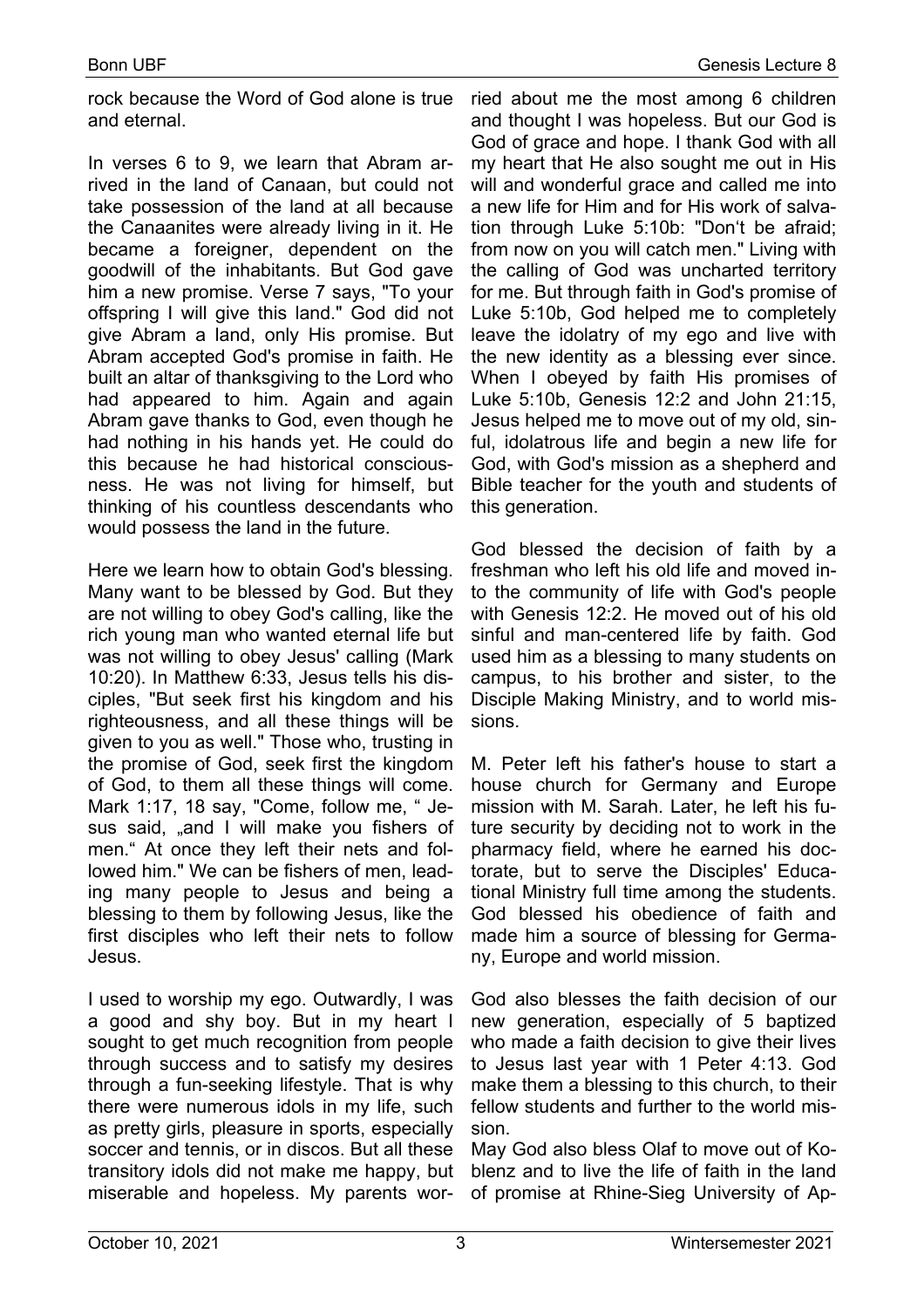rock because the Word of God alone is true and eternal.

In verses 6 to 9, we learn that Abram arrived in the land of Canaan, but could not take possession of the land at all because the Canaanites were already living in it. He became a foreigner, dependent on the goodwill of the inhabitants. But God gave him a new promise. Verse 7 says, "To your offspring I will give this land." God did not give Abram a land, only His promise. But Abram accepted God's promise in faith. He built an altar of thanksgiving to the Lord who had appeared to him. Again and again Abram gave thanks to God, even though he had nothing in his hands yet. He could do this because he had historical consciousness. He was not living for himself, but thinking of his countless descendants who would possess the land in the future.

Here we learn how to obtain God's blessing. Many want to be blessed by God. But they are not willing to obey God's calling, like the rich young man who wanted eternal life but was not willing to obey Jesus' calling (Mark 10:20). In Matthew 6:33, Jesus tells his disciples, "But seek first his kingdom and his righteousness, and all these things will be given to you as well." Those who, trusting in the promise of God, seek first the kingdom of God, to them all these things will come. Mark 1:17, 18 say, "Come, follow me, " Jesus said, „and I will make you fishers of men." At once they left their nets and followed him." We can be fishers of men, leading many people to Jesus and being a blessing to them by following Jesus, like the first disciples who left their nets to follow Jesus.

I used to worship my ego. Outwardly, I was a good and shy boy. But in my heart I sought to get much recognition from people through success and to satisfy my desires through a fun-seeking lifestyle. That is why there were numerous idols in my life, such as pretty girls, pleasure in sports, especially soccer and tennis, or in discos. But all these transitory idols did not make me happy, but miserable and hopeless. My parents worried about me the most among 6 children and thought I was hopeless. But our God is God of grace and hope. I thank God with all my heart that He also sought me out in His will and wonderful grace and called me into a new life for Him and for His work of salvation through Luke 5:10b: "Don't be afraid; from now on you will catch men." Living with the calling of God was uncharted territory for me. But through faith in God's promise of Luke 5:10b, God helped me to completely leave the idolatry of my ego and live with the new identity as a blessing ever since. When I obeyed by faith His promises of Luke 5:10b, Genesis 12:2 and John 21:15, Jesus helped me to move out of my old, sinful, idolatrous life and begin a new life for God, with God's mission as a shepherd and Bible teacher for the youth and students of this generation.

God blessed the decision of faith by a freshman who left his old life and moved into the community of life with God's people with Genesis 12:2. He moved out of his old sinful and man-centered life by faith. God used him as a blessing to many students on campus, to his brother and sister, to the Disciple Making Ministry, and to world missions.

M. Peter left his father's house to start a house church for Germany and Europe mission with M. Sarah. Later, he left his future security by deciding not to work in the pharmacy field, where he earned his doctorate, but to serve the Disciples' Educational Ministry full time among the students. God blessed his obedience of faith and made him a source of blessing for Germany, Europe and world mission.

God also blesses the faith decision of our new generation, especially of 5 baptized who made a faith decision to give their lives to Jesus last year with 1 Peter 4:13. God make them a blessing to this church, to their fellow students and further to the world mission.

May God also bless Olaf to move out of Koblenz and to live the life of faith in the land of promise at Rhine-Sieg University of Ap-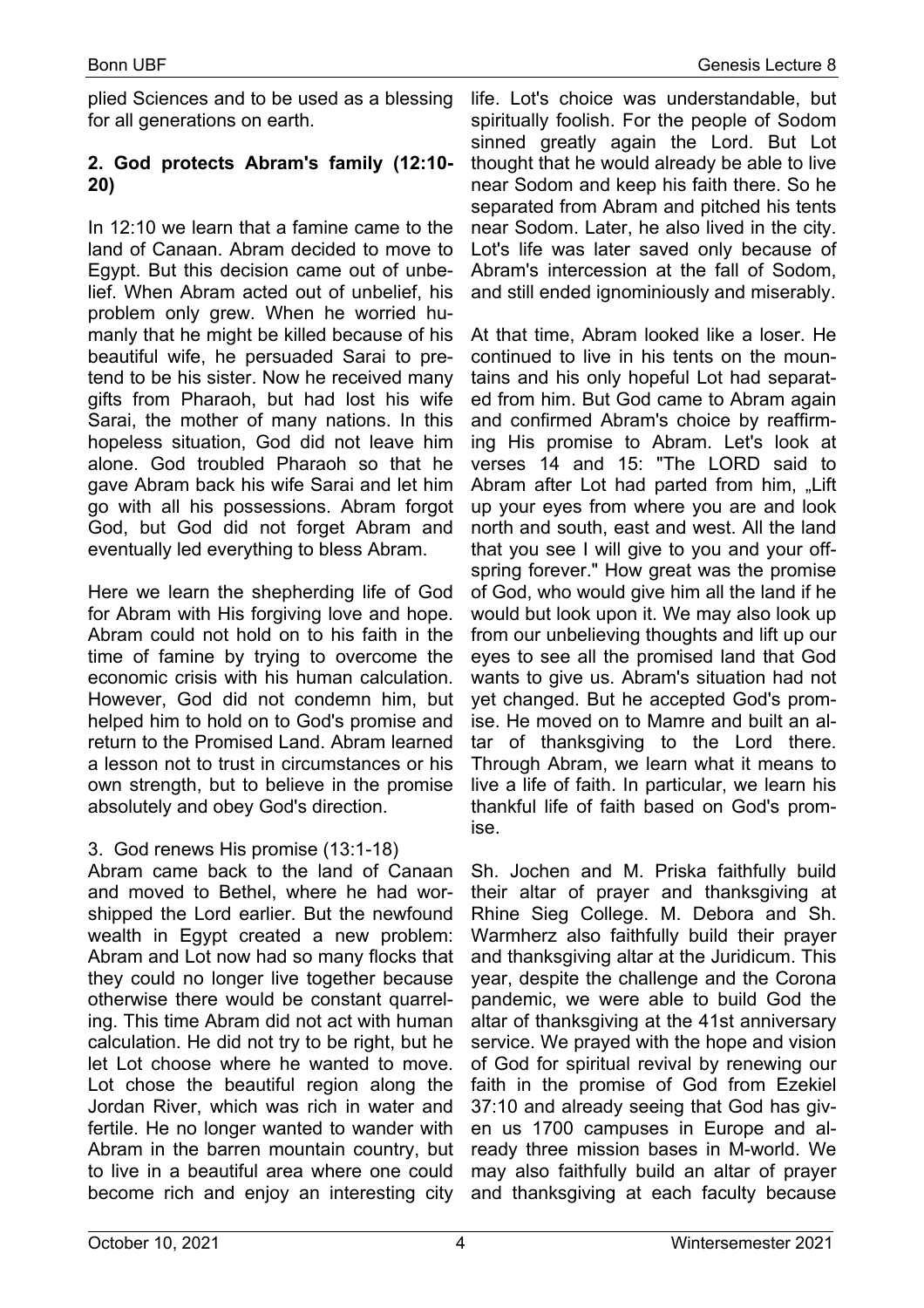plied Sciences and to be used as a blessing for all generations on earth.

**2. God protects Abram's family (12:10-20)**

In 12:10 we learn that a famine came to the land of Canaan. Abram decided to move to Egypt. But this decision came out of unbelief. When Abram acted out of unbelief, his problem only grew. When he worried humanly that he might be killed because of his beautiful wife, he persuaded Sarai to pretend to be his sister. Now he received many gifts from Pharaoh, but had lost his wife Sarai, the mother of many nations. In this hopeless situation, God did not leave him alone. God troubled Pharaoh so that he gave Abram back his wife Sarai and let him go with all his possessions. Abram forgot God, but God did not forget Abram and eventually led everything to bless Abram.

Here we learn the shepherding life of God for Abram with His forgiving love and hope. Abram could not hold on to his faith in the time of famine by trying to overcome the economic crisis with his human calculation. However, God did not condemn him, but helped him to hold on to God's promise and return to the Promised Land. Abram learned a lesson not to trust in circumstances or his own strength, but to believe in the promise absolutely and obey God's direction.

3. God renews His promise (13:1-18)

Abram came back to the land of Canaan and moved to Bethel, where he had worshipped the Lord earlier. But the newfound wealth in Egypt created a new problem: Abram and Lot now had so many flocks that they could no longer live together because otherwise there would be constant quarreling. This time Abram did not act with human calculation. He did not try to be right, but he let Lot choose where he wanted to move. Lot chose the beautiful region along the Jordan River, which was rich in water and fertile. He no longer wanted to wander with Abram in the barren mountain country, but to live in a beautiful area where one could become rich and enjoy an interesting city life. Lot's choice was understandable, but spiritually foolish. For the people of Sodom sinned greatly again the Lord. But Lot thought that he would already be able to live near Sodom and keep his faith there. So he separated from Abram and pitched his tents near Sodom. Later, he also lived in the city. Lot's life was later saved only because of Abram's intercession at the fall of Sodom, and still ended ignominiously and miserably.

At that time, Abram looked like a loser. He continued to live in his tents on the mountains and his only hopeful Lot had separated from him. But God came to Abram again and confirmed Abram's choice by reaffirming His promise to Abram. Let's look at verses 14 and 15: "The LORD said to Abram after Lot had parted from him, „Lift up your eyes from where you are and look north and south, east and west. All the land that you see I will give to you and your offspring forever." How great was the promise of God, who would give him all the land if he would but look upon it. We may also look up from our unbelieving thoughts and lift up our eyes to see all the promised land that God wants to give us. Abram's situation had not yet changed. But he accepted God's promise. He moved on to Mamre and built an altar of thanksgiving to the Lord there. Through Abram, we learn what it means to live a life of faith. In particular, we learn his thankful life of faith based on God's promise.

Sh. Jochen and M. Priska faithfully build their altar of prayer and thanksgiving at Rhine Sieg College. M. Debora and Sh. Warmherz also faithfully build their prayer and thanksgiving altar at the Juridicum. This year, despite the challenge and the Corona pandemic, we were able to build God the altar of thanksgiving at the 41st anniversary service. We prayed with the hope and vision of God for spiritual revival by renewing our faith in the promise of God from Ezekiel 37:10 and already seeing that God has given us 1700 campuses in Europe and already three mission bases in M-world. We may also faithfully build an altar of prayer and thanksgiving at each faculty because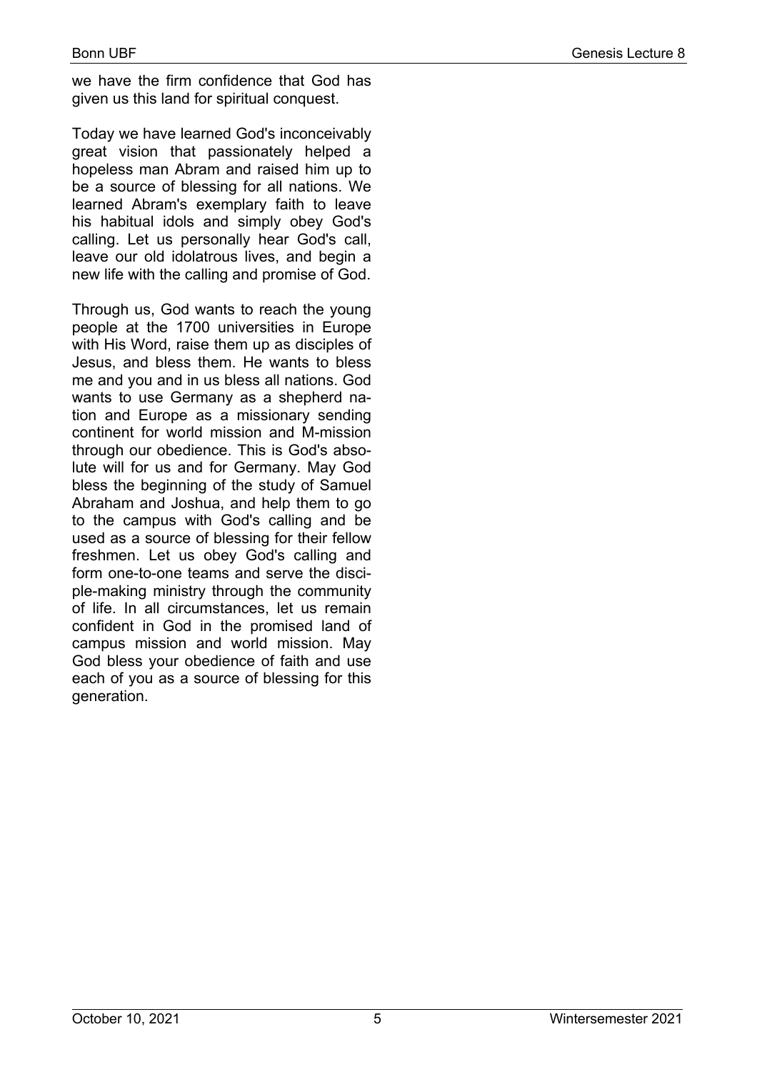we have the firm confidence that God has given us this land for spiritual conquest.

Today we have learned God's inconceivably great vision that passionately helped a hopeless man Abram and raised him up to be a source of blessing for all nations. We learned Abram's exemplary faith to leave his habitual idols and simply obey God's calling. Let us personally hear God's call, leave our old idolatrous lives, and begin a new life with the calling and promise of God.

Through us, God wants to reach the young people at the 1700 universities in Europe with His Word, raise them up as disciples of Jesus, and bless them. He wants to bless me and you and in us bless all nations. God wants to use Germany as a shepherd nation and Europe as a missionary sending continent for world mission and M-mission through our obedience. This is God's absolute will for us and for Germany. May God bless the beginning of the study of Samuel Abraham and Joshua, and help them to go to the campus with God's calling and be used as a source of blessing for their fellow freshmen. Let us obey God's calling and form one-to-one teams and serve the disciple-making ministry through the community of life. In all circumstances, let us remain confident in God in the promised land of campus mission and world mission. May God bless your obedience of faith and use each of you as a source of blessing for this generation.